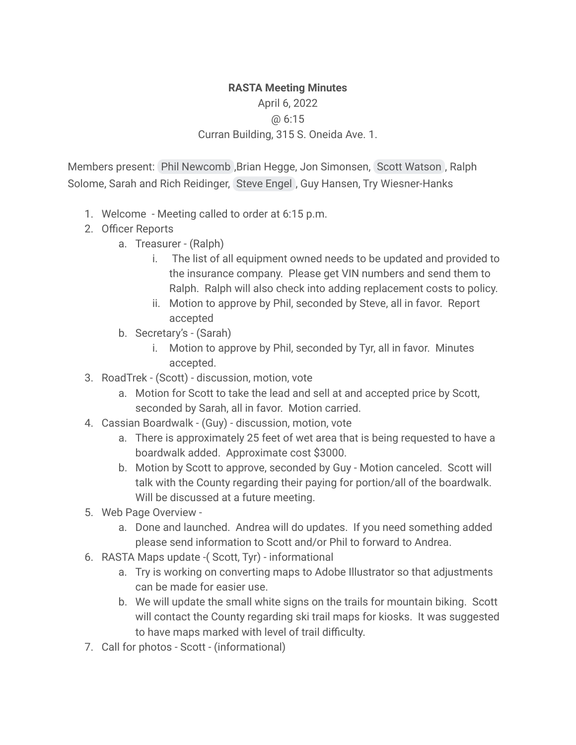**RASTA Meeting Minutes**

April 6, 2022

@ 6:15

Curran Building, 315 S. Oneida Ave. 1.

Members present: Phil Newcomb ,Brian Hegge, Jon Simonsen, Scott Watson , Ralph Solome, Sarah and Rich Reidinger, Steve Engel , Guy Hansen, Try Wiesner-Hanks

1. Welcome - Meeting called to order at 6:15 p.m.
2. Officer Reports
    a. Treasurer - (Ralph)
        i. The list of all equipment owned needs to be updated and provided to the insurance company. Please get VIN numbers and send them to Ralph. Ralph will also check into adding replacement costs to policy.
        ii. Motion to approve by Phil, seconded by Steve, all in favor. Report accepted
    b. Secretary's - (Sarah)
        i. Motion to approve by Phil, seconded by Tyr, all in favor. Minutes accepted.
3. RoadTrek - (Scott) - discussion, motion, vote
    a. Motion for Scott to take the lead and sell at and accepted price by Scott, seconded by Sarah, all in favor. Motion carried.
4. Cassian Boardwalk - (Guy) - discussion, motion, vote
    a. There is approximately 25 feet of wet area that is being requested to have a boardwalk added. Approximate cost $3000.
    b. Motion by Scott to approve, seconded by Guy - Motion canceled. Scott will talk with the County regarding their paying for portion/all of the boardwalk. Will be discussed at a future meeting.
5. Web Page Overview -
    a. Done and launched. Andrea will do updates. If you need something added please send information to Scott and/or Phil to forward to Andrea.
6. RASTA Maps update -( Scott, Tyr) - informational
    a. Try is working on converting maps to Adobe Illustrator so that adjustments can be made for easier use.
    b. We will update the small white signs on the trails for mountain biking. Scott will contact the County regarding ski trail maps for kiosks. It was suggested to have maps marked with level of trail difficulty.
7. Call for photos - Scott - (informational)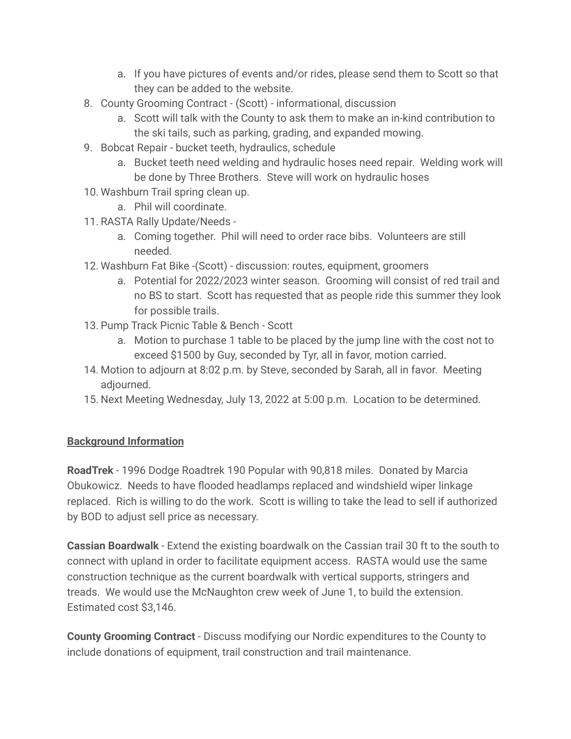a. If you have pictures of events and/or rides, please send them to Scott so that they can be added to the website.

8. County Grooming Contract - (Scott) - informational, discussion
   a. Scott will talk with the County to ask them to make an in-kind contribution to the ski tails, such as parking, grading, and expanded mowing.
9. Bobcat Repair - bucket teeth, hydraulics, schedule
   a. Bucket teeth need welding and hydraulic hoses need repair. Welding work will be done by Three Brothers. Steve will work on hydraulic hoses
10. Washburn Trail spring clean up.
    a. Phil will coordinate.
11. RASTA Rally Update/Needs -
    a. Coming together. Phil will need to order race bibs. Volunteers are still needed.
12. Washburn Fat Bike -(Scott) - discussion: routes, equipment, groomers
    a. Potential for 2022/2023 winter season. Grooming will consist of red trail and no BS to start. Scott has requested that as people ride this summer they look for possible trails.
13. Pump Track Picnic Table & Bench - Scott
    a. Motion to purchase 1 table to be placed by the jump line with the cost not to exceed $1500 by Guy, seconded by Tyr, all in favor, motion carried.
14. Motion to adjourn at 8:02 p.m. by Steve, seconded by Sarah, all in favor. Meeting adjourned.
15. Next Meeting Wednesday, July 13, 2022 at 5:00 p.m. Location to be determined.

## Background Information

**RoadTrek** - 1996 Dodge Roadtrek 190 Popular with 90,818 miles. Donated by Marcia Obukowicz. Needs to have flooded headlamps replaced and windshield wiper linkage replaced. Rich is willing to do the work. Scott is willing to take the lead to sell if authorized by BOD to adjust sell price as necessary.

**Cassian Boardwalk** - Extend the existing boardwalk on the Cassian trail 30 ft to the south to connect with upland in order to facilitate equipment access. RASTA would use the same construction technique as the current boardwalk with vertical supports, stringers and treads. We would use the McNaughton crew week of June 1, to build the extension. Estimated cost $3,146.

**County Grooming Contract** - Discuss modifying our Nordic expenditures to the County to include donations of equipment, trail construction and trail maintenance.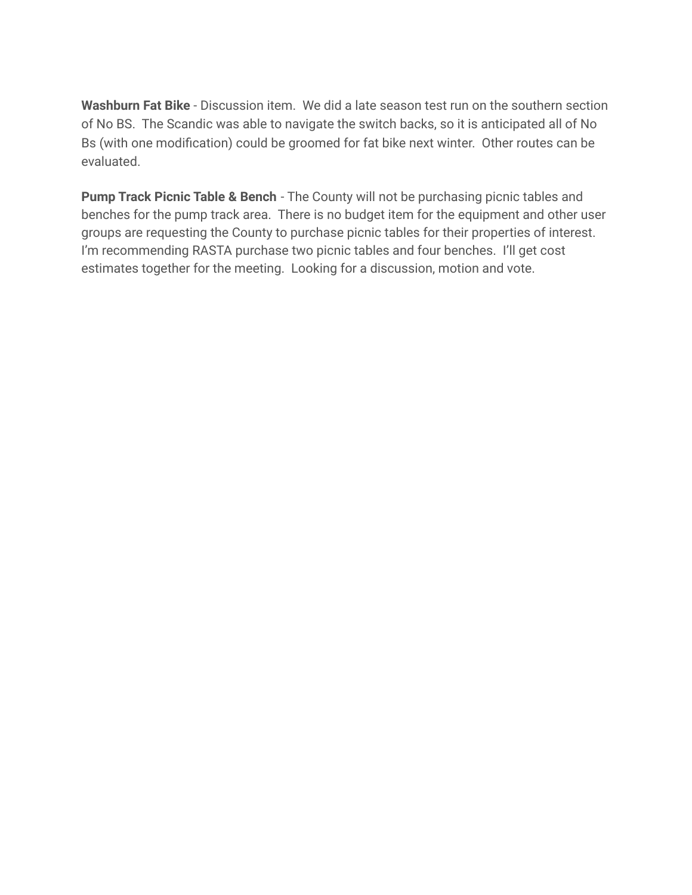**Washburn Fat Bike** - Discussion item.  We did a late season test run on the southern section of No BS.  The Scandic was able to navigate the switch backs, so it is anticipated all of No Bs (with one modification) could be groomed for fat bike next winter.  Other routes can be evaluated.

**Pump Track Picnic Table & Bench** - The County will not be purchasing picnic tables and benches for the pump track area.  There is no budget item for the equipment and other user groups are requesting the County to purchase picnic tables for their properties of interest.  I'm recommending RASTA purchase two picnic tables and four benches.  I'll get cost estimates together for the meeting.  Looking for a discussion, motion and vote.